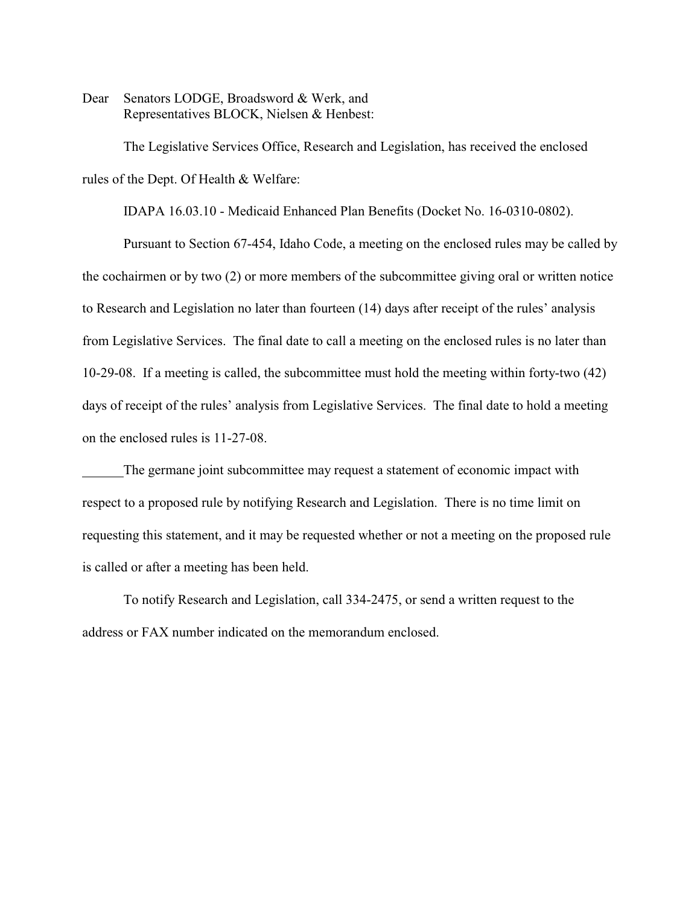Dear Senators LODGE, Broadsword & Werk, and
Representatives BLOCK, Nielsen & Henbest:

The Legislative Services Office, Research and Legislation, has received the enclosed rules of the Dept. Of Health & Welfare:

IDAPA 16.03.10 - Medicaid Enhanced Plan Benefits (Docket No. 16-0310-0802).

Pursuant to Section 67-454, Idaho Code, a meeting on the enclosed rules may be called by the cochairmen or by two (2) or more members of the subcommittee giving oral or written notice to Research and Legislation no later than fourteen (14) days after receipt of the rules' analysis from Legislative Services. The final date to call a meeting on the enclosed rules is no later than 10-29-08. If a meeting is called, the subcommittee must hold the meeting within forty-two (42) days of receipt of the rules' analysis from Legislative Services. The final date to hold a meeting on the enclosed rules is 11-27-08.

______The germane joint subcommittee may request a statement of economic impact with respect to a proposed rule by notifying Research and Legislation. There is no time limit on requesting this statement, and it may be requested whether or not a meeting on the proposed rule is called or after a meeting has been held.

To notify Research and Legislation, call 334-2475, or send a written request to the address or FAX number indicated on the memorandum enclosed.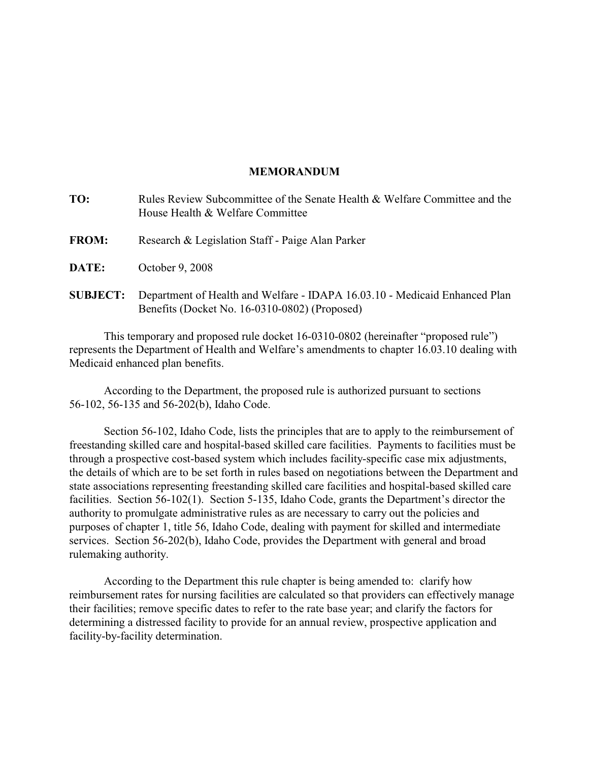# MEMORANDUM

**TO:** Rules Review Subcommittee of the Senate Health & Welfare Committee and the House Health & Welfare Committee

**FROM:** Research & Legislation Staff - Paige Alan Parker

**DATE:** October 9, 2008

**SUBJECT:** Department of Health and Welfare - IDAPA 16.03.10 - Medicaid Enhanced Plan Benefits (Docket No. 16-0310-0802) (Proposed)

This temporary and proposed rule docket 16-0310-0802 (hereinafter "proposed rule") represents the Department of Health and Welfare's amendments to chapter 16.03.10 dealing with Medicaid enhanced plan benefits.

According to the Department, the proposed rule is authorized pursuant to sections 56-102, 56-135 and 56-202(b), Idaho Code.

Section 56-102, Idaho Code, lists the principles that are to apply to the reimbursement of freestanding skilled care and hospital-based skilled care facilities. Payments to facilities must be through a prospective cost-based system which includes facility-specific case mix adjustments, the details of which are to be set forth in rules based on negotiations between the Department and state associations representing freestanding skilled care facilities and hospital-based skilled care facilities. Section 56-102(1). Section 5-135, Idaho Code, grants the Department's director the authority to promulgate administrative rules as are necessary to carry out the policies and purposes of chapter 1, title 56, Idaho Code, dealing with payment for skilled and intermediate services. Section 56-202(b), Idaho Code, provides the Department with general and broad rulemaking authority.

According to the Department this rule chapter is being amended to: clarify how reimbursement rates for nursing facilities are calculated so that providers can effectively manage their facilities; remove specific dates to refer to the rate base year; and clarify the factors for determining a distressed facility to provide for an annual review, prospective application and facility-by-facility determination.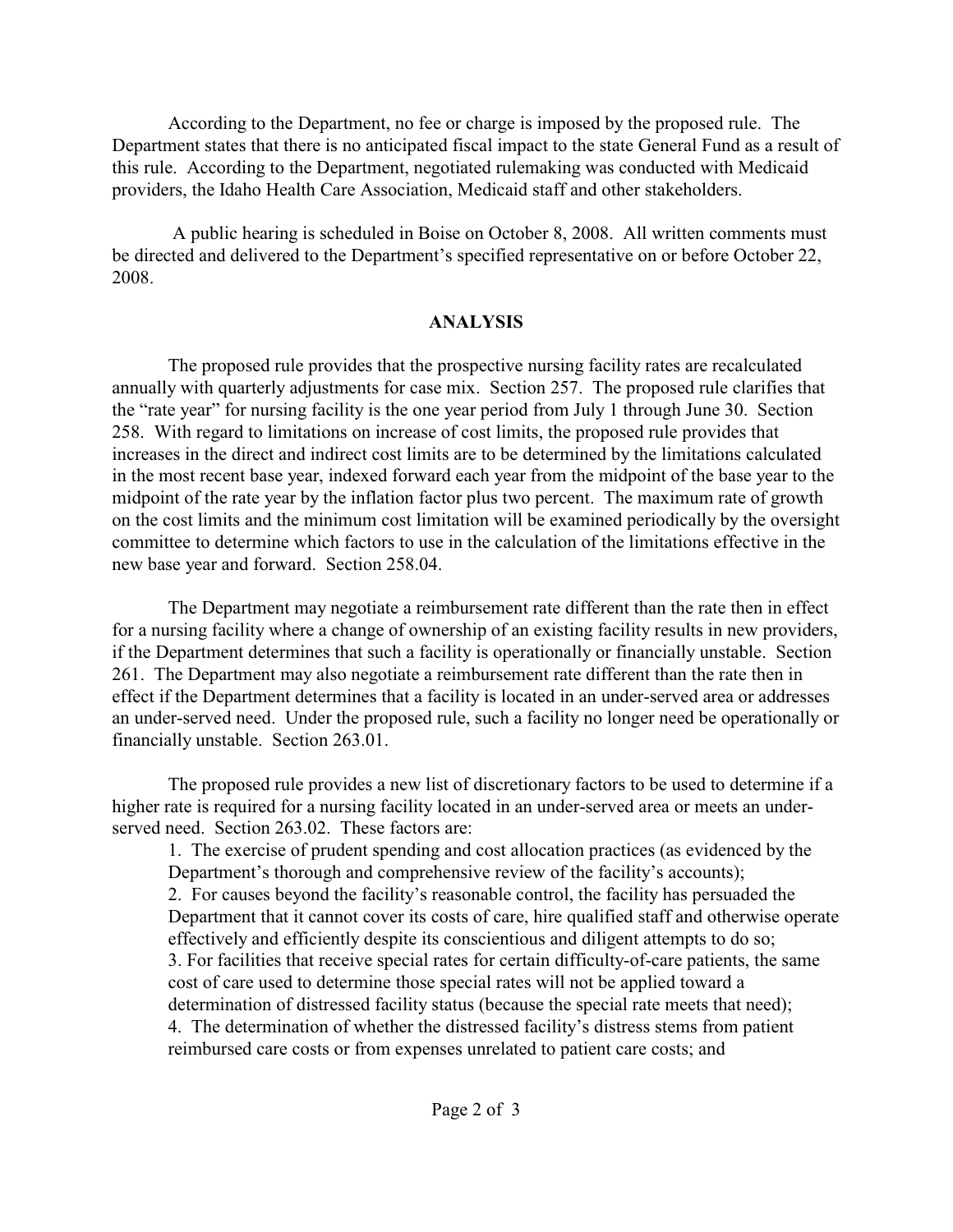According to the Department, no fee or charge is imposed by the proposed rule. The Department states that there is no anticipated fiscal impact to the state General Fund as a result of this rule. According to the Department, negotiated rulemaking was conducted with Medicaid providers, the Idaho Health Care Association, Medicaid staff and other stakeholders.

A public hearing is scheduled in Boise on October 8, 2008. All written comments must be directed and delivered to the Department's specified representative on or before October 22, 2008.

## ANALYSIS

The proposed rule provides that the prospective nursing facility rates are recalculated annually with quarterly adjustments for case mix. Section 257. The proposed rule clarifies that the "rate year" for nursing facility is the one year period from July 1 through June 30. Section 258. With regard to limitations on increase of cost limits, the proposed rule provides that increases in the direct and indirect cost limits are to be determined by the limitations calculated in the most recent base year, indexed forward each year from the midpoint of the base year to the midpoint of the rate year by the inflation factor plus two percent. The maximum rate of growth on the cost limits and the minimum cost limitation will be examined periodically by the oversight committee to determine which factors to use in the calculation of the limitations effective in the new base year and forward. Section 258.04.

The Department may negotiate a reimbursement rate different than the rate then in effect for a nursing facility where a change of ownership of an existing facility results in new providers, if the Department determines that such a facility is operationally or financially unstable. Section 261. The Department may also negotiate a reimbursement rate different than the rate then in effect if the Department determines that a facility is located in an under-served area or addresses an under-served need. Under the proposed rule, such a facility no longer need be operationally or financially unstable. Section 263.01.

The proposed rule provides a new list of discretionary factors to be used to determine if a higher rate is required for a nursing facility located in an under-served area or meets an under-served need. Section 263.02. These factors are:

1. The exercise of prudent spending and cost allocation practices (as evidenced by the Department's thorough and comprehensive review of the facility's accounts);
2. For causes beyond the facility's reasonable control, the facility has persuaded the Department that it cannot cover its costs of care, hire qualified staff and otherwise operate effectively and efficiently despite its conscientious and diligent attempts to do so;
3. For facilities that receive special rates for certain difficulty-of-care patients, the same cost of care used to determine those special rates will not be applied toward a determination of distressed facility status (because the special rate meets that need);
4. The determination of whether the distressed facility's distress stems from patient reimbursed care costs or from expenses unrelated to patient care costs; and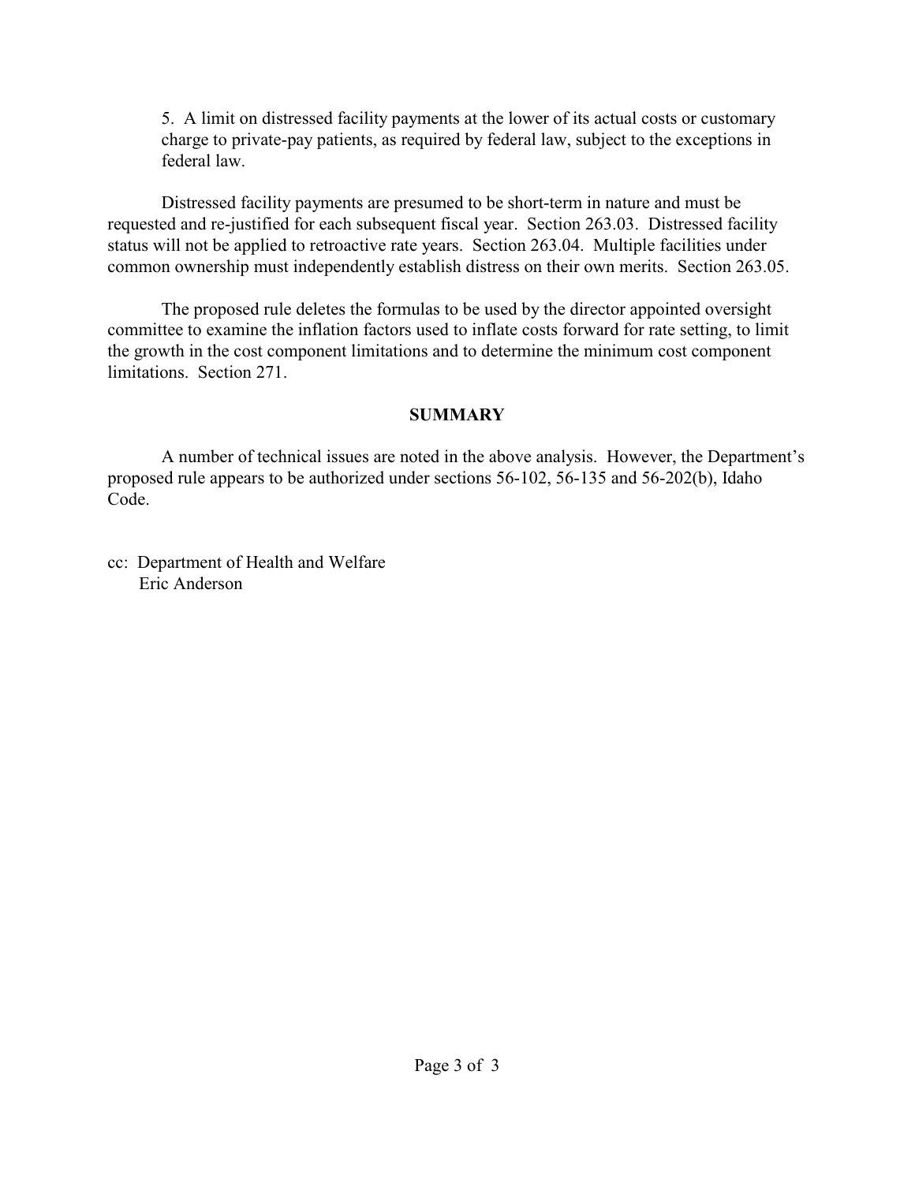5. A limit on distressed facility payments at the lower of its actual costs or customary charge to private-pay patients, as required by federal law, subject to the exceptions in federal law.

Distressed facility payments are presumed to be short-term in nature and must be requested and re-justified for each subsequent fiscal year. Section 263.03. Distressed facility status will not be applied to retroactive rate years. Section 263.04. Multiple facilities under common ownership must independently establish distress on their own merits. Section 263.05.

The proposed rule deletes the formulas to be used by the director appointed oversight committee to examine the inflation factors used to inflate costs forward for rate setting, to limit the growth in the cost component limitations and to determine the minimum cost component limitations. Section 271.

## SUMMARY

A number of technical issues are noted in the above analysis. However, the Department's proposed rule appears to be authorized under sections 56-102, 56-135 and 56-202(b), Idaho Code.

cc: Department of Health and Welfare
Eric Anderson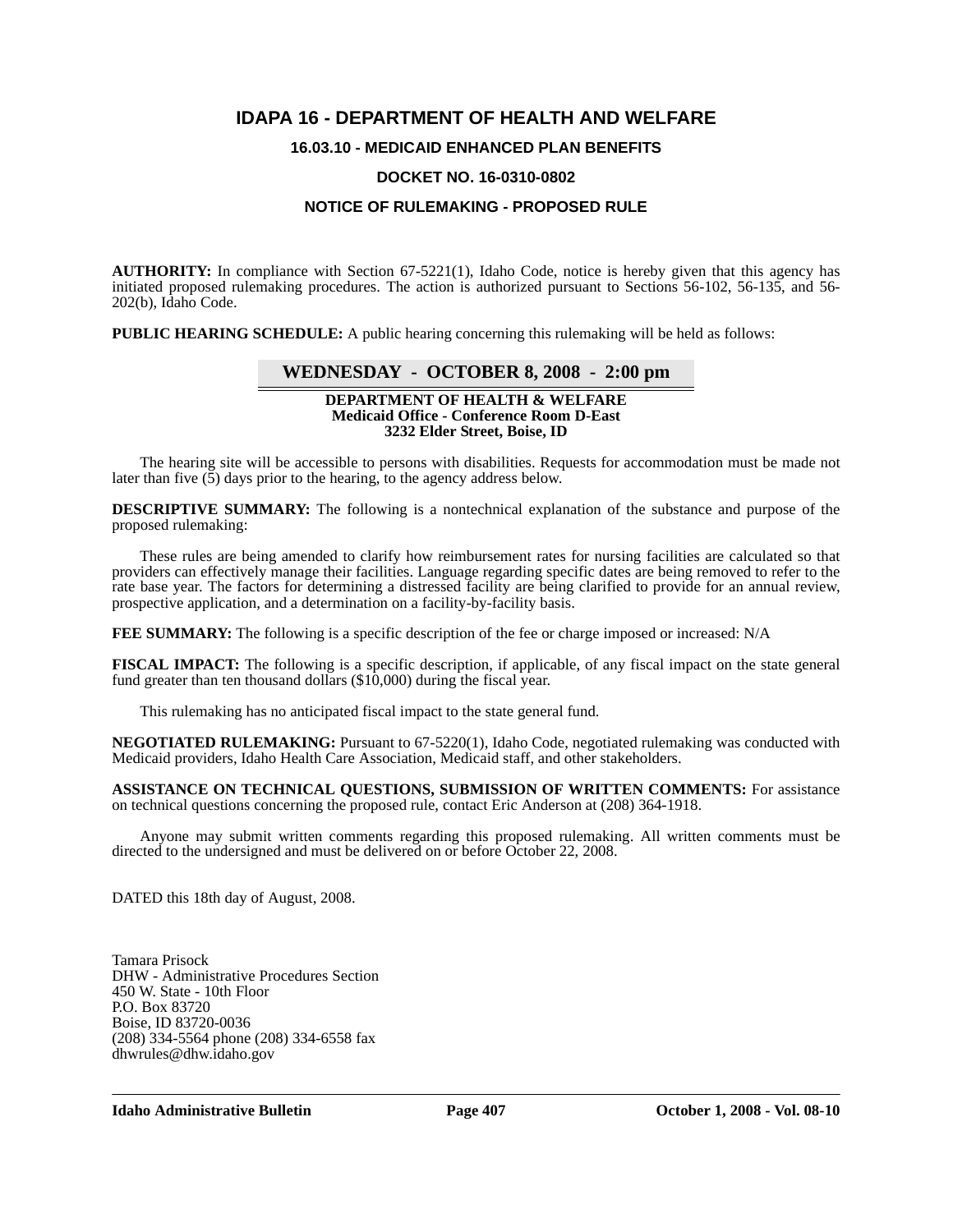# IDAPA 16 - DEPARTMENT OF HEALTH AND WELFARE

## 16.03.10 - MEDICAID ENHANCED PLAN BENEFITS

## DOCKET NO. 16-0310-0802

## NOTICE OF RULEMAKING - PROPOSED RULE

**AUTHORITY:** In compliance with Section 67-5221(1), Idaho Code, notice is hereby given that this agency has initiated proposed rulemaking procedures. The action is authorized pursuant to Sections 56-102, 56-135, and 56-202(b), Idaho Code.

**PUBLIC HEARING SCHEDULE:** A public hearing concerning this rulemaking will be held as follows:

**WEDNESDAY - OCTOBER 8, 2008 - 2:00 pm**

**DEPARTMENT OF HEALTH & WELFARE**
**Medicaid Office - Conference Room D-East**
**3232 Elder Street, Boise, ID**

The hearing site will be accessible to persons with disabilities. Requests for accommodation must be made not later than five (5) days prior to the hearing, to the agency address below.

**DESCRIPTIVE SUMMARY:** The following is a nontechnical explanation of the substance and purpose of the proposed rulemaking:

These rules are being amended to clarify how reimbursement rates for nursing facilities are calculated so that providers can effectively manage their facilities. Language regarding specific dates are being removed to refer to the rate base year. The factors for determining a distressed facility are being clarified to provide for an annual review, prospective application, and a determination on a facility-by-facility basis.

**FEE SUMMARY:** The following is a specific description of the fee or charge imposed or increased: N/A

**FISCAL IMPACT:** The following is a specific description, if applicable, of any fiscal impact on the state general fund greater than ten thousand dollars ($10,000) during the fiscal year.

This rulemaking has no anticipated fiscal impact to the state general fund.

**NEGOTIATED RULEMAKING:** Pursuant to 67-5220(1), Idaho Code, negotiated rulemaking was conducted with Medicaid providers, Idaho Health Care Association, Medicaid staff, and other stakeholders.

**ASSISTANCE ON TECHNICAL QUESTIONS, SUBMISSION OF WRITTEN COMMENTS:** For assistance on technical questions concerning the proposed rule, contact Eric Anderson at (208) 364-1918.

Anyone may submit written comments regarding this proposed rulemaking. All written comments must be directed to the undersigned and must be delivered on or before October 22, 2008.

DATED this 18th day of August, 2008.

Tamara Prisock
DHW - Administrative Procedures Section
450 W. State - 10th Floor
P.O. Box 83720
Boise, ID 83720-0036
(208) 334-5564 phone (208) 334-6558 fax
dhwrules@dhw.idaho.gov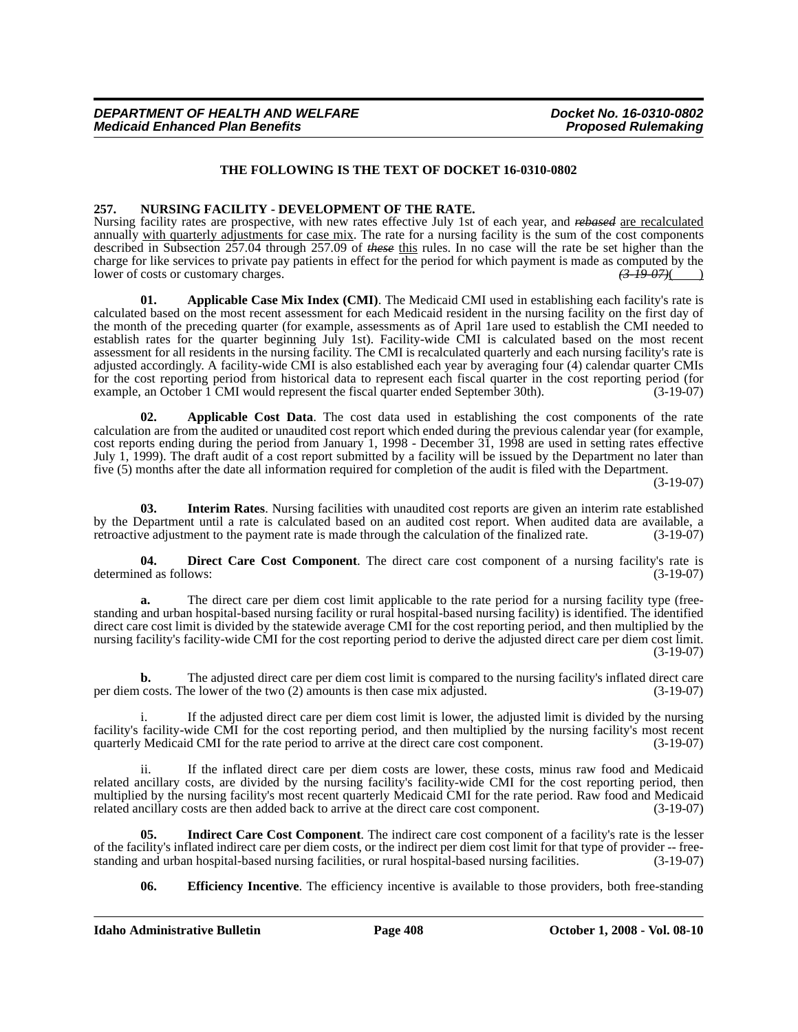**THE FOLLOWING IS THE TEXT OF DOCKET 16-0310-0802**

**257. NURSING FACILITY - DEVELOPMENT OF THE RATE.**

Nursing facility rates are prospective, with new rates effective July 1st of each year, and ~~*rebased*~~ are recalculated annually with quarterly adjustments for case mix. The rate for a nursing facility is the sum of the cost components described in Subsection 257.04 through 257.09 of ~~*these*~~ this rules. In no case will the rate be set higher than the charge for like services to private pay patients in effect for the period for which payment is made as computed by the lower of costs or customary charges. ~~*(3-19-07)*~~( )

**01. Applicable Case Mix Index (CMI)**. The Medicaid CMI used in establishing each facility's rate is calculated based on the most recent assessment for each Medicaid resident in the nursing facility on the first day of the month of the preceding quarter (for example, assessments as of April 1are used to establish the CMI needed to establish rates for the quarter beginning July 1st). Facility-wide CMI is calculated based on the most recent assessment for all residents in the nursing facility. The CMI is recalculated quarterly and each nursing facility's rate is adjusted accordingly. A facility-wide CMI is also established each year by averaging four (4) calendar quarter CMIs for the cost reporting period from historical data to represent each fiscal quarter in the cost reporting period (for example, an October 1 CMI would represent the fiscal quarter ended September 30th). (3-19-07)

**02. Applicable Cost Data**. The cost data used in establishing the cost components of the rate calculation are from the audited or unaudited cost report which ended during the previous calendar year (for example, cost reports ending during the period from January 1, 1998 - December 31, 1998 are used in setting rates effective July 1, 1999). The draft audit of a cost report submitted by a facility will be issued by the Department no later than five (5) months after the date all information required for completion of the audit is filed with the Department. (3-19-07)

**03. Interim Rates**. Nursing facilities with unaudited cost reports are given an interim rate established by the Department until a rate is calculated based on an audited cost report. When audited data are available, a retroactive adjustment to the payment rate is made through the calculation of the finalized rate. (3-19-07)

**04. Direct Care Cost Component**. The direct care cost component of a nursing facility's rate is determined as follows: (3-19-07)

**a.** The direct care per diem cost limit applicable to the rate period for a nursing facility type (free-standing and urban hospital-based nursing facility or rural hospital-based nursing facility) is identified. The identified direct care cost limit is divided by the statewide average CMI for the cost reporting period, and then multiplied by the nursing facility's facility-wide CMI for the cost reporting period to derive the adjusted direct care per diem cost limit. (3-19-07)

**b.** The adjusted direct care per diem cost limit is compared to the nursing facility's inflated direct care per diem costs. The lower of the two (2) amounts is then case mix adjusted. (3-19-07)

i. If the adjusted direct care per diem cost limit is lower, the adjusted limit is divided by the nursing facility's facility-wide CMI for the cost reporting period, and then multiplied by the nursing facility's most recent quarterly Medicaid CMI for the rate period to arrive at the direct care cost component. (3-19-07)

ii. If the inflated direct care per diem costs are lower, these costs, minus raw food and Medicaid related ancillary costs, are divided by the nursing facility's facility-wide CMI for the cost reporting period, then multiplied by the nursing facility's most recent quarterly Medicaid CMI for the rate period. Raw food and Medicaid related ancillary costs are then added back to arrive at the direct care cost component. (3-19-07)

**05. Indirect Care Cost Component**. The indirect care cost component of a facility's rate is the lesser of the facility's inflated indirect care per diem costs, or the indirect per diem cost limit for that type of provider -- free-standing and urban hospital-based nursing facilities, or rural hospital-based nursing facilities. (3-19-07)

**06. Efficiency Incentive**. The efficiency incentive is available to those providers, both free-standing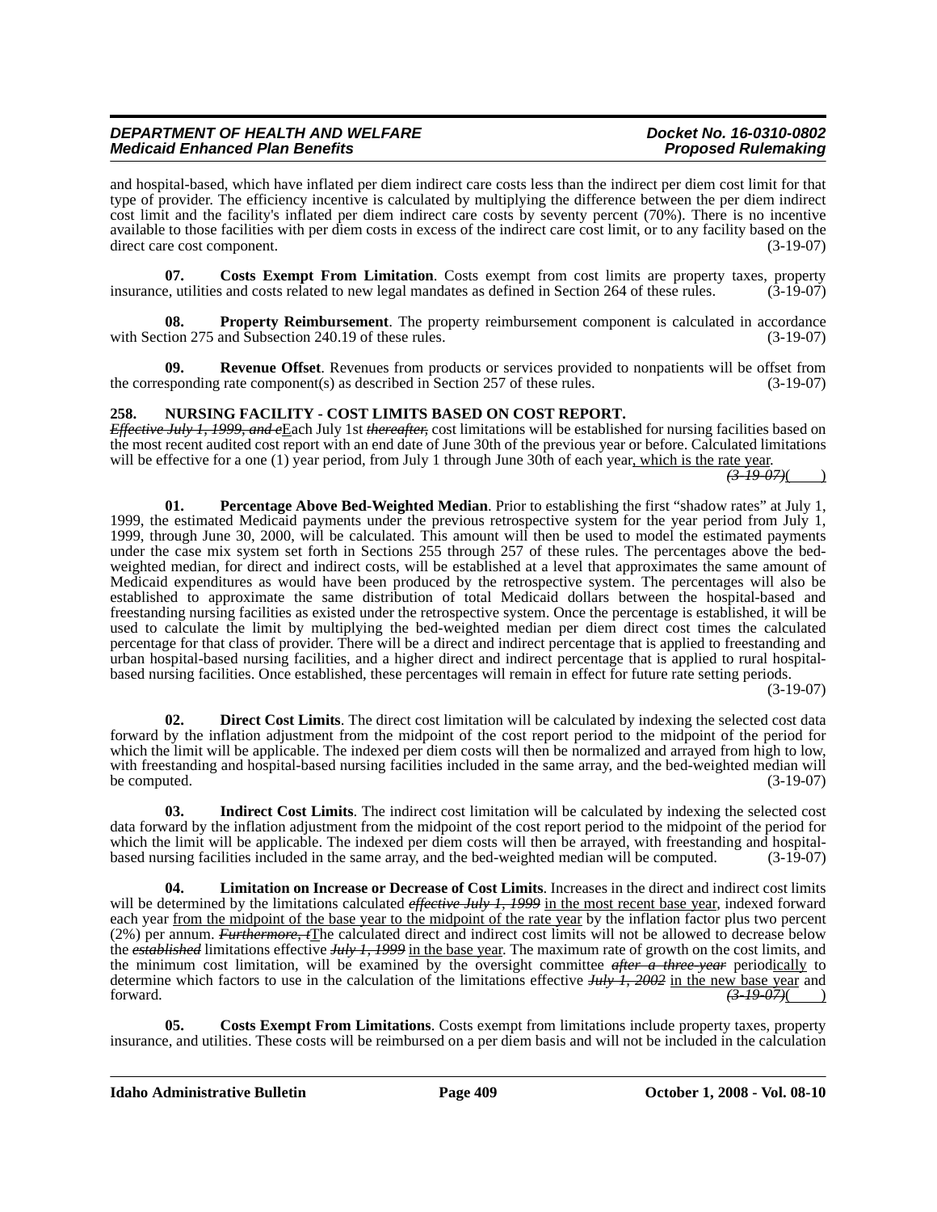and hospital-based, which have inflated per diem indirect care costs less than the indirect per diem cost limit for that type of provider. The efficiency incentive is calculated by multiplying the difference between the per diem indirect cost limit and the facility's inflated per diem indirect care costs by seventy percent (70%). There is no incentive available to those facilities with per diem costs in excess of the indirect care cost limit, or to any facility based on the direct care cost component. (3-19-07)

**07. Costs Exempt From Limitation**. Costs exempt from cost limits are property taxes, property insurance, utilities and costs related to new legal mandates as defined in Section 264 of these rules. (3-19-07)

**08. Property Reimbursement**. The property reimbursement component is calculated in accordance with Section 275 and Subsection 240.19 of these rules. (3-19-07)

**09. Revenue Offset**. Revenues from products or services provided to nonpatients will be offset from the corresponding rate component(s) as described in Section 257 of these rules. (3-19-07)

**258. NURSING FACILITY - COST LIMITS BASED ON COST REPORT.**

~~*Effective July 1, 1999, and e*~~<u>E</u>ach July 1st ~~*thereafter,*~~ cost limitations will be established for nursing facilities based on the most recent audited cost report with an end date of June 30th of the previous year or before. Calculated limitations will be effective for a one (1) year period, from July 1 through June 30th of each year<u>, which is the rate year</u>. ~~*(3-19-07)*~~(    )

**01. Percentage Above Bed-Weighted Median**. Prior to establishing the first "shadow rates" at July 1, 1999, the estimated Medicaid payments under the previous retrospective system for the year period from July 1, 1999, through June 30, 2000, will be calculated. This amount will then be used to model the estimated payments under the case mix system set forth in Sections 255 through 257 of these rules. The percentages above the bed-weighted median, for direct and indirect costs, will be established at a level that approximates the same amount of Medicaid expenditures as would have been produced by the retrospective system. The percentages will also be established to approximate the same distribution of total Medicaid dollars between the hospital-based and freestanding nursing facilities as existed under the retrospective system. Once the percentage is established, it will be used to calculate the limit by multiplying the bed-weighted median per diem direct cost times the calculated percentage for that class of provider. There will be a direct and indirect percentage that is applied to freestanding and urban hospital-based nursing facilities, and a higher direct and indirect percentage that is applied to rural hospital-based nursing facilities. Once established, these percentages will remain in effect for future rate setting periods. (3-19-07)

**02. Direct Cost Limits**. The direct cost limitation will be calculated by indexing the selected cost data forward by the inflation adjustment from the midpoint of the cost report period to the midpoint of the period for which the limit will be applicable. The indexed per diem costs will then be normalized and arrayed from high to low, with freestanding and hospital-based nursing facilities included in the same array, and the bed-weighted median will be computed. (3-19-07)

**03. Indirect Cost Limits**. The indirect cost limitation will be calculated by indexing the selected cost data forward by the inflation adjustment from the midpoint of the cost report period to the midpoint of the period for which the limit will be applicable. The indexed per diem costs will then be arrayed, with freestanding and hospital-based nursing facilities included in the same array, and the bed-weighted median will be computed. (3-19-07)

**04. Limitation on Increase or Decrease of Cost Limits**. Increases in the direct and indirect cost limits will be determined by the limitations calculated ~~*effective July 1, 1999*~~ <u>in the most recent base year</u>, indexed forward each year <u>from the midpoint of the base year to the midpoint of the rate year</u> by the inflation factor plus two percent (2%) per annum. ~~*Furthermore, t*~~<u>T</u>he calculated direct and indirect cost limits will not be allowed to decrease below the ~~*established*~~ limitations effective ~~*July 1, 1999*~~ <u>in the base year</u>. The maximum rate of growth on the cost limits, and the minimum cost limitation, will be examined by the oversight committee ~~*after a three-year*~~ period<u>ically</u> to determine which factors to use in the calculation of the limitations effective ~~*July 1, 2002*~~ <u>in the new base year</u> and forward. ~~*(3-19-07)*~~(    )

**05. Costs Exempt From Limitations**. Costs exempt from limitations include property taxes, property insurance, and utilities. These costs will be reimbursed on a per diem basis and will not be included in the calculation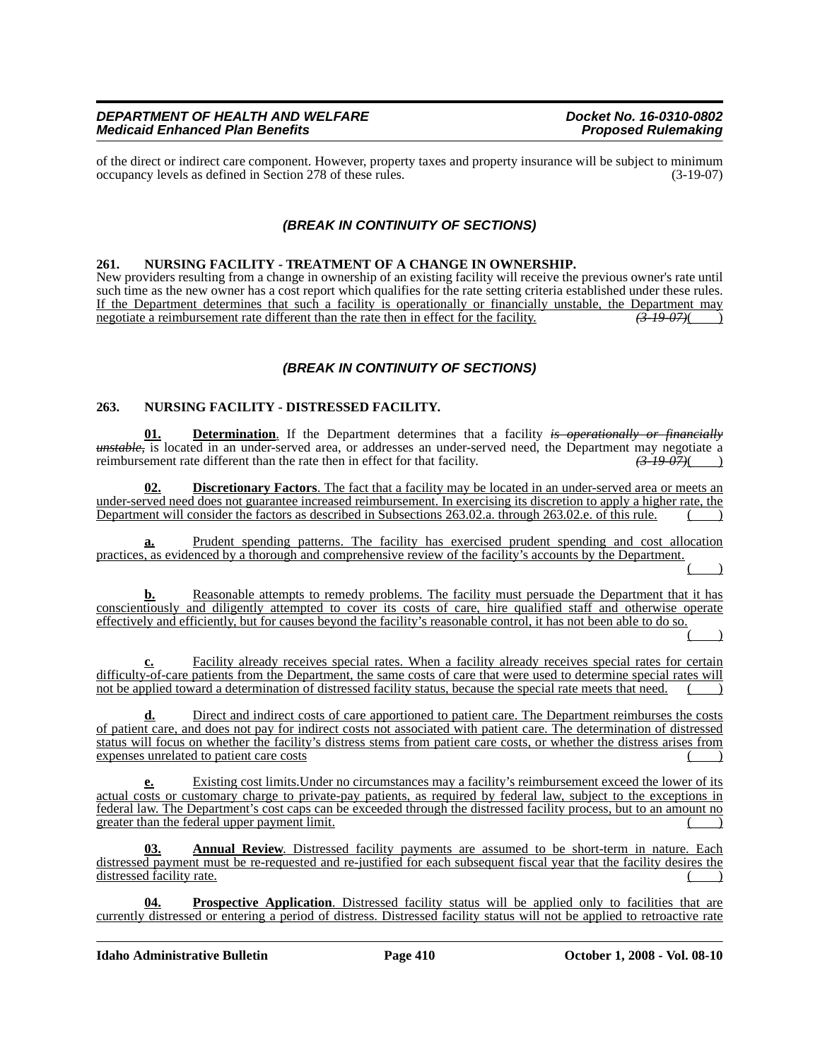of the direct or indirect care component. However, property taxes and property insurance will be subject to minimum occupancy levels as defined in Section 278 of these rules. (3-19-07)

*(BREAK IN CONTINUITY OF SECTIONS)*

**261. NURSING FACILITY - TREATMENT OF A CHANGE IN OWNERSHIP.**

New providers resulting from a change in ownership of an existing facility will receive the previous owner's rate until such time as the new owner has a cost report which qualifies for the rate setting criteria established under these rules. If the Department determines that such a facility is operationally or financially unstable, the Department may negotiate a reimbursement rate different than the rate then in effect for the facility. ~~(3-19-07)~~( )

*(BREAK IN CONTINUITY OF SECTIONS)*

**263. NURSING FACILITY - DISTRESSED FACILITY.**

**01. Determination**. If the Department determines that a facility ~~*is operationally or financially unstable*,~~ is located in an under-served area, or addresses an under-served need, the Department may negotiate a reimbursement rate different than the rate then in effect for that facility. ~~(3-19-07)~~( )

**02. Discretionary Factors**. The fact that a facility may be located in an under-served area or meets an under-served need does not guarantee increased reimbursement. In exercising its discretion to apply a higher rate, the Department will consider the factors as described in Subsections 263.02.a. through 263.02.e. of this rule. ( )

**a.** Prudent spending patterns. The facility has exercised prudent spending and cost allocation practices, as evidenced by a thorough and comprehensive review of the facility's accounts by the Department. ( )

**b.** Reasonable attempts to remedy problems. The facility must persuade the Department that it has conscientiously and diligently attempted to cover its costs of care, hire qualified staff and otherwise operate effectively and efficiently, but for causes beyond the facility's reasonable control, it has not been able to do so. ( )

**c.** Facility already receives special rates. When a facility already receives special rates for certain difficulty-of-care patients from the Department, the same costs of care that were used to determine special rates will not be applied toward a determination of distressed facility status, because the special rate meets that need. ( )

**d.** Direct and indirect costs of care apportioned to patient care. The Department reimburses the costs of patient care, and does not pay for indirect costs not associated with patient care. The determination of distressed status will focus on whether the facility's distress stems from patient care costs, or whether the distress arises from expenses unrelated to patient care costs ( )

**e.** Existing cost limits.Under no circumstances may a facility's reimbursement exceed the lower of its actual costs or customary charge to private-pay patients, as required by federal law, subject to the exceptions in federal law. The Department's cost caps can be exceeded through the distressed facility process, but to an amount no greater than the federal upper payment limit. ( )

**03. Annual Review**. Distressed facility payments are assumed to be short-term in nature. Each distressed payment must be re-requested and re-justified for each subsequent fiscal year that the facility desires the distressed facility rate. ( )

**04. Prospective Application**. Distressed facility status will be applied only to facilities that are currently distressed or entering a period of distress. Distressed facility status will not be applied to retroactive rate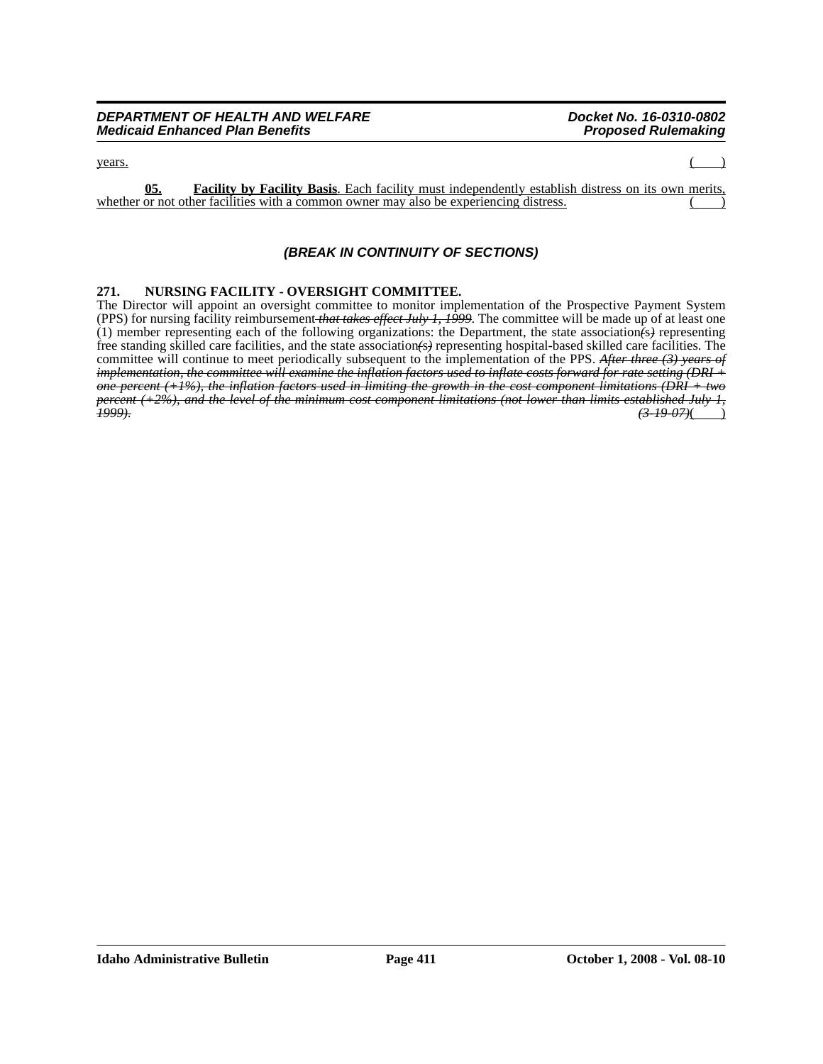years. ( )

**05. Facility by Facility Basis**. Each facility must independently establish distress on its own merits, whether or not other facilities with a common owner may also be experiencing distress. ( )

***(BREAK IN CONTINUITY OF SECTIONS)***

**271. NURSING FACILITY - OVERSIGHT COMMITTEE.**

The Director will appoint an oversight committee to monitor implementation of the Prospective Payment System (PPS) for nursing facility reimbursement ~~*that takes effect July 1, 1999*~~. The committee will be made up of at least one (1) member representing each of the following organizations: the Department, the state association~~*(s)*~~ representing free standing skilled care facilities, and the state association~~*(s)*~~ representing hospital-based skilled care facilities. The committee will continue to meet periodically subsequent to the implementation of the PPS. ~~*After three (3) years of implementation, the committee will examine the inflation factors used to inflate costs forward for rate setting (DRI + one percent (+1%), the inflation factors used in limiting the growth in the cost component limitations (DRI + two percent (+2%), and the level of the minimum cost component limitations (not lower than limits established July 1, 1999).*~~ ~~*(3-19-07)*~~( )